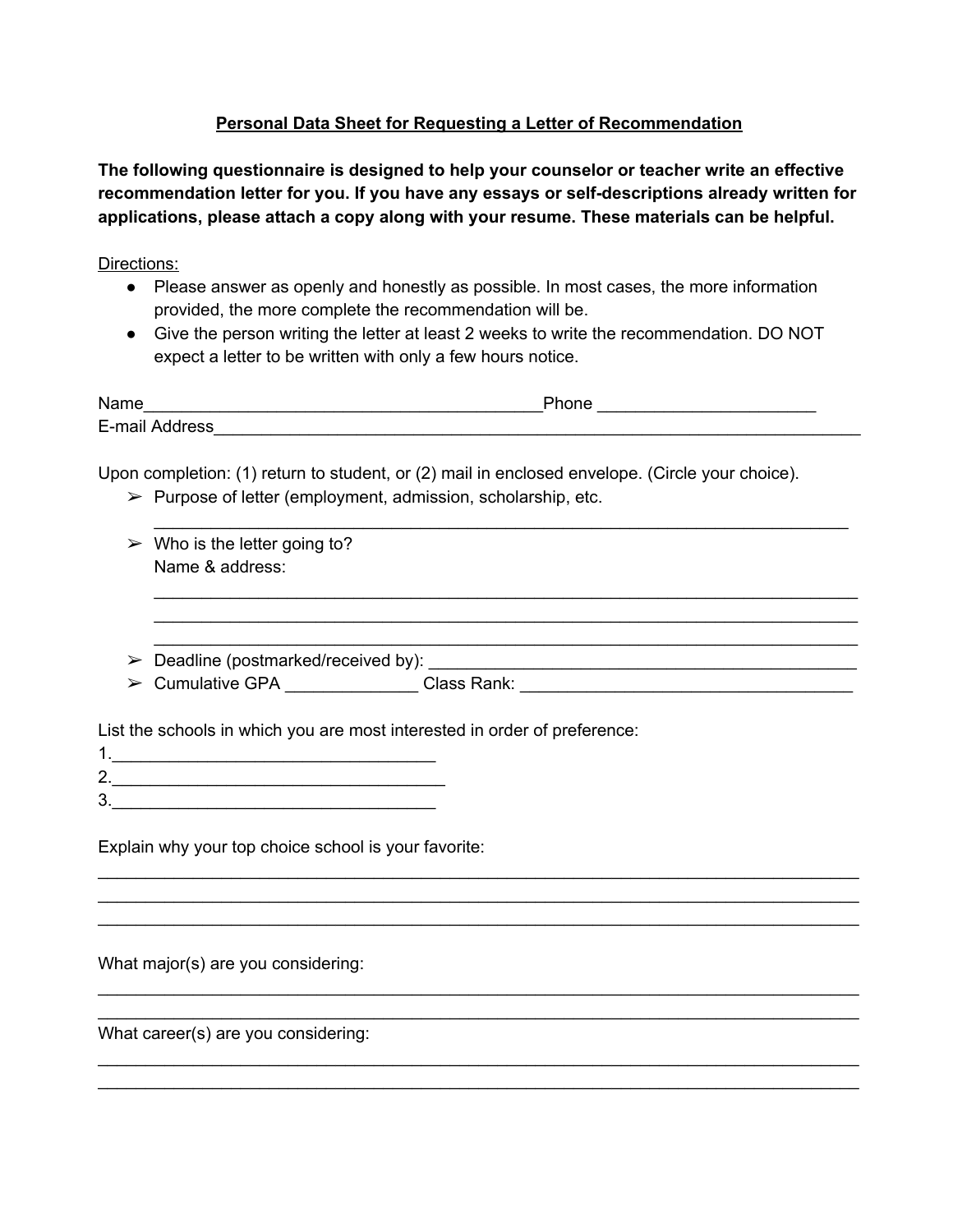**Personal Data Sheet for Requesting a Letter of Recommendation**

**The following questionnaire is designed to help your counselor or teacher write an effective recommendation letter for you. If you have any essays or self-descriptions already written for applications, please attach a copy along with your resume. These materials can be helpful.**

Directions:

- Please answer as openly and honestly as possible. In most cases, the more information provided, the more complete the recommendation will be.
- Give the person writing the letter at least 2 weeks to write the recommendation. DO NOT expect a letter to be written with only a few hours notice.

Name___________________________________________Phone _______________________
E-mail Address_________________________________________________________________________

Upon completion: (1) return to student, or (2) mail in enclosed envelope. (Circle your choice).

- ➢ Purpose of letter (employment, admission, scholarship, etc.
  ___________________________________________________________________________
- ➢ Who is the letter going to?
  Name & address:
  ___________________________________________________________________________
  ___________________________________________________________________________
  ___________________________________________________________________________
- ➢ Deadline (postmarked/received by): ________________________________________________
- ➢ Cumulative GPA ______________ Class Rank: ____________________________________

List the schools in which you are most interested in order of preference:

1.___________________________________
2.____________________________________
3.___________________________________

Explain why your top choice school is your favorite:

_________________________________________________________________________________
_________________________________________________________________________________
_________________________________________________________________________________

What major(s) are you considering:

_________________________________________________________________________________
_________________________________________________________________________________

What career(s) are you considering:

_________________________________________________________________________________
_________________________________________________________________________________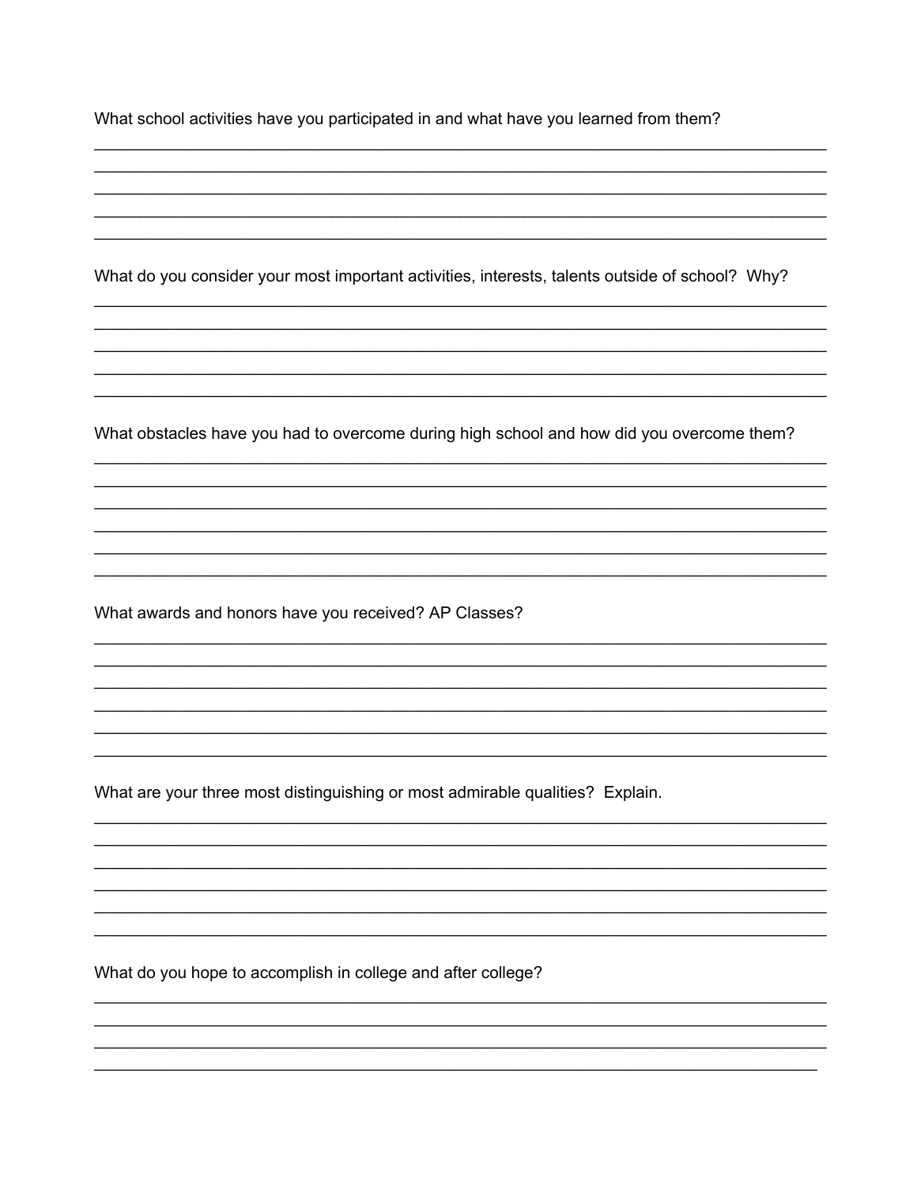What school activities have you participated in and what have you learned from them?

______________________________________________________________________________
______________________________________________________________________________
______________________________________________________________________________
______________________________________________________________________________
______________________________________________________________________________

What do you consider your most important activities, interests, talents outside of school? Why?

______________________________________________________________________________
______________________________________________________________________________
______________________________________________________________________________
______________________________________________________________________________
______________________________________________________________________________

What obstacles have you had to overcome during high school and how did you overcome them?

______________________________________________________________________________
______________________________________________________________________________
______________________________________________________________________________
______________________________________________________________________________
______________________________________________________________________________
______________________________________________________________________________

What awards and honors have you received? AP Classes?

______________________________________________________________________________
______________________________________________________________________________
______________________________________________________________________________
______________________________________________________________________________
______________________________________________________________________________
______________________________________________________________________________

What are your three most distinguishing or most admirable qualities? Explain.

______________________________________________________________________________
______________________________________________________________________________
______________________________________________________________________________
______________________________________________________________________________
______________________________________________________________________________
______________________________________________________________________________

What do you hope to accomplish in college and after college?

______________________________________________________________________________
______________________________________________________________________________
______________________________________________________________________________
______________________________________________________________________________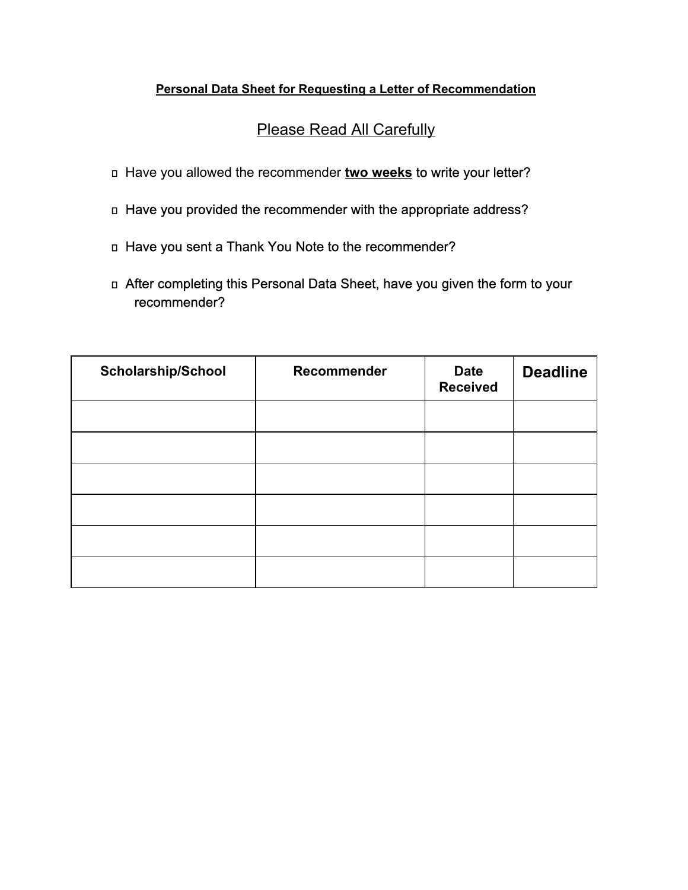**Personal Data Sheet for Requesting a Letter of Recommendation**

Please Read All Carefully

- ▯ Have you allowed the recommender **two weeks** to write your letter?
- ▯ Have you provided the recommender with the appropriate address?
- ▯ Have you sent a Thank You Note to the recommender?
- ▯ After completing this Personal Data Sheet, have you given the form to your recommender?

| Scholarship/School | Recommender | Date Received | Deadline |
|---|---|---|---|
| | | | |
| | | | |
| | | | |
| | | | |
| | | | |
| | | | |